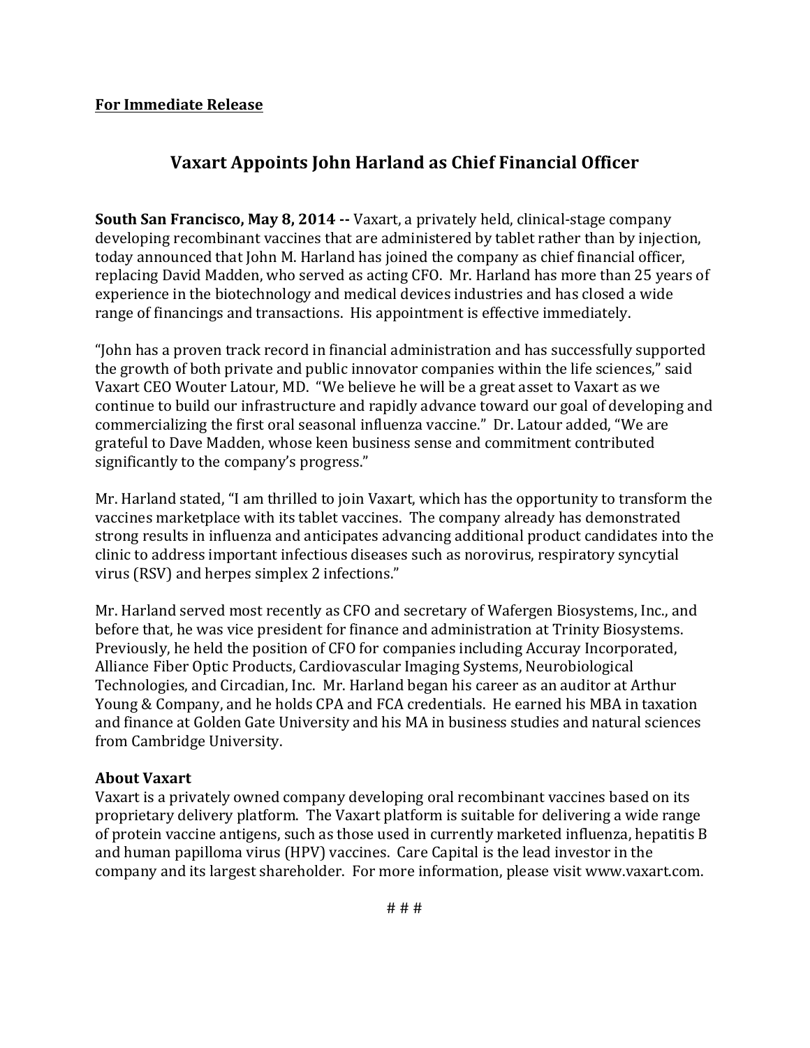**For Immediate Release**

# Vaxart Appoints John Harland as Chief Financial Officer

**South San Francisco, May 8, 2014 --** Vaxart, a privately held, clinical-stage company developing recombinant vaccines that are administered by tablet rather than by injection, today announced that John M. Harland has joined the company as chief financial officer, replacing David Madden, who served as acting CFO. Mr. Harland has more than 25 years of experience in the biotechnology and medical devices industries and has closed a wide range of financings and transactions. His appointment is effective immediately.

"John has a proven track record in financial administration and has successfully supported the growth of both private and public innovator companies within the life sciences," said Vaxart CEO Wouter Latour, MD. "We believe he will be a great asset to Vaxart as we continue to build our infrastructure and rapidly advance toward our goal of developing and commercializing the first oral seasonal influenza vaccine." Dr. Latour added, "We are grateful to Dave Madden, whose keen business sense and commitment contributed significantly to the company's progress."

Mr. Harland stated, "I am thrilled to join Vaxart, which has the opportunity to transform the vaccines marketplace with its tablet vaccines. The company already has demonstrated strong results in influenza and anticipates advancing additional product candidates into the clinic to address important infectious diseases such as norovirus, respiratory syncytial virus (RSV) and herpes simplex 2 infections."

Mr. Harland served most recently as CFO and secretary of Wafergen Biosystems, Inc., and before that, he was vice president for finance and administration at Trinity Biosystems. Previously, he held the position of CFO for companies including Accuray Incorporated, Alliance Fiber Optic Products, Cardiovascular Imaging Systems, Neurobiological Technologies, and Circadian, Inc. Mr. Harland began his career as an auditor at Arthur Young & Company, and he holds CPA and FCA credentials. He earned his MBA in taxation and finance at Golden Gate University and his MA in business studies and natural sciences from Cambridge University.

**About Vaxart**

Vaxart is a privately owned company developing oral recombinant vaccines based on its proprietary delivery platform. The Vaxart platform is suitable for delivering a wide range of protein vaccine antigens, such as those used in currently marketed influenza, hepatitis B and human papilloma virus (HPV) vaccines. Care Capital is the lead investor in the company and its largest shareholder. For more information, please visit www.vaxart.com.

# # #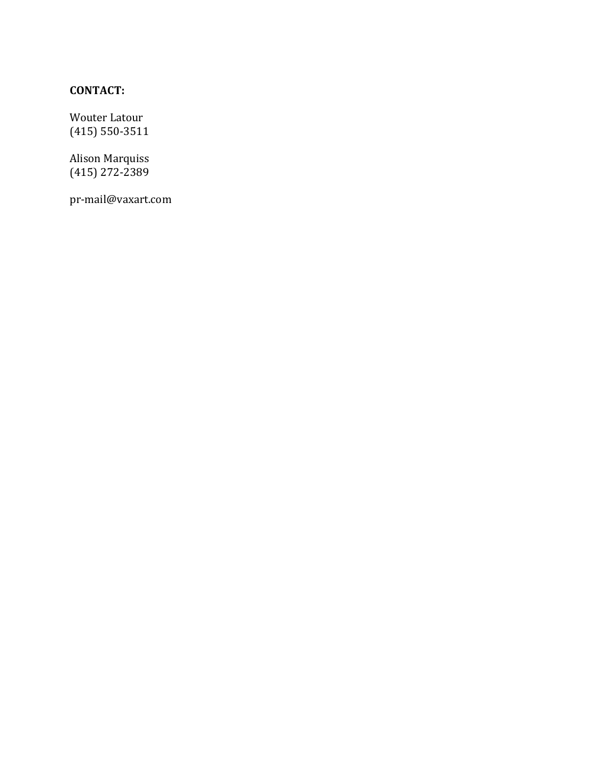**CONTACT:**

Wouter Latour  
(415) 550-3511

Alison Marquiss  
(415) 272-2389

pr-mail@vaxart.com